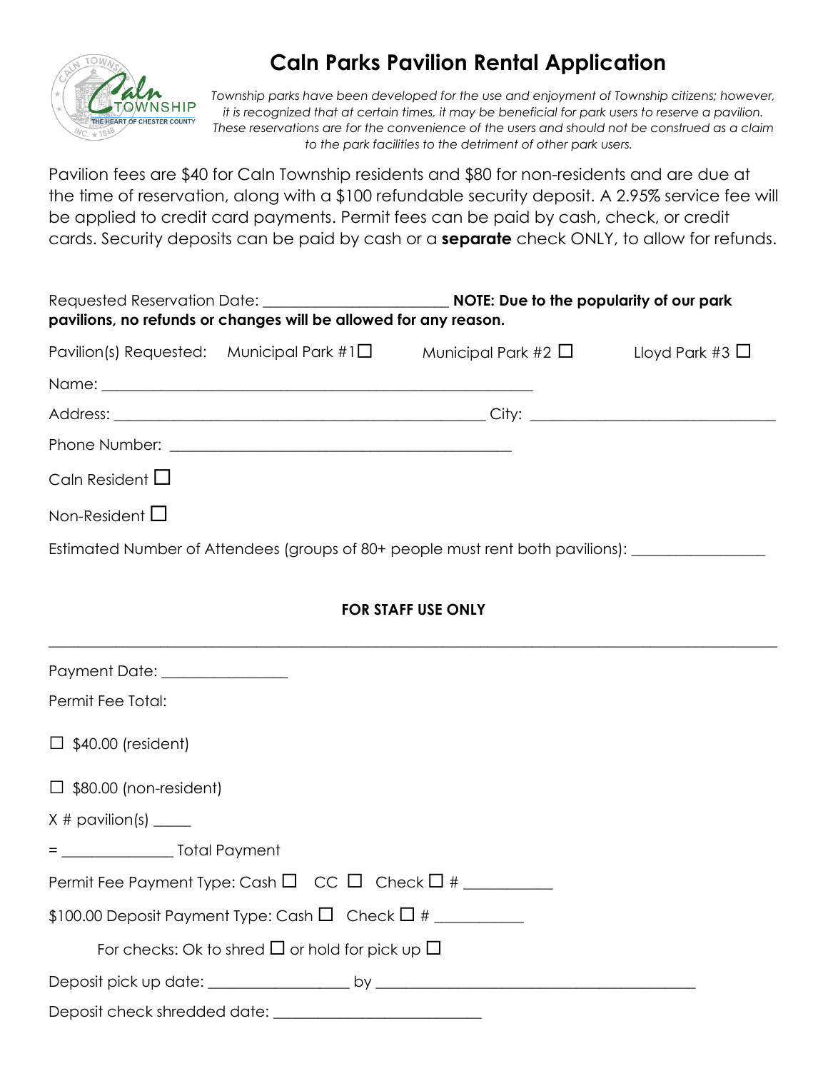# Caln Parks Pavilion Rental Application

*Township parks have been developed for the use and enjoyment of Township citizens; however, it is recognized that at certain times, it may be beneficial for park users to reserve a pavilion. These reservations are for the convenience of the users and should not be construed as a claim to the park facilities to the detriment of other park users.*

Pavilion fees are $40 for Caln Township residents and $80 for non-residents and are due at the time of reservation, along with a $100 refundable security deposit. A 2.95% service fee will be applied to credit card payments. Permit fees can be paid by cash, check, or credit cards. Security deposits can be paid by cash or a **separate** check ONLY, to allow for refunds.

Requested Reservation Date: ______________________ **NOTE: Due to the popularity of our park pavilions, no refunds or changes will be allowed for any reason.**

Pavilion(s) Requested: Municipal Park #1 ☐ Municipal Park #2 ☐ Lloyd Park #3 ☐

Name: ______________________________________________________

Address: ______________________________________________ City: ______________________________

Phone Number: __________________________________________

Caln Resident ☐

Non-Resident ☐

Estimated Number of Attendees (groups of 80+ people must rent both pavilions): ________________

**FOR STAFF USE ONLY**

---

Payment Date: _______________

Permit Fee Total:

☐ $40.00 (resident)

☐ $80.00 (non-resident)

X # pavilion(s) _____

= ______________ Total Payment

Permit Fee Payment Type: Cash ☐ CC ☐ Check ☐ # ___________

$100.00 Deposit Payment Type: Cash ☐ Check ☐ # ___________

For checks: Ok to shred ☐ or hold for pick up ☐

Deposit pick up date: _________________ by ________________________________________

Deposit check shredded date: __________________________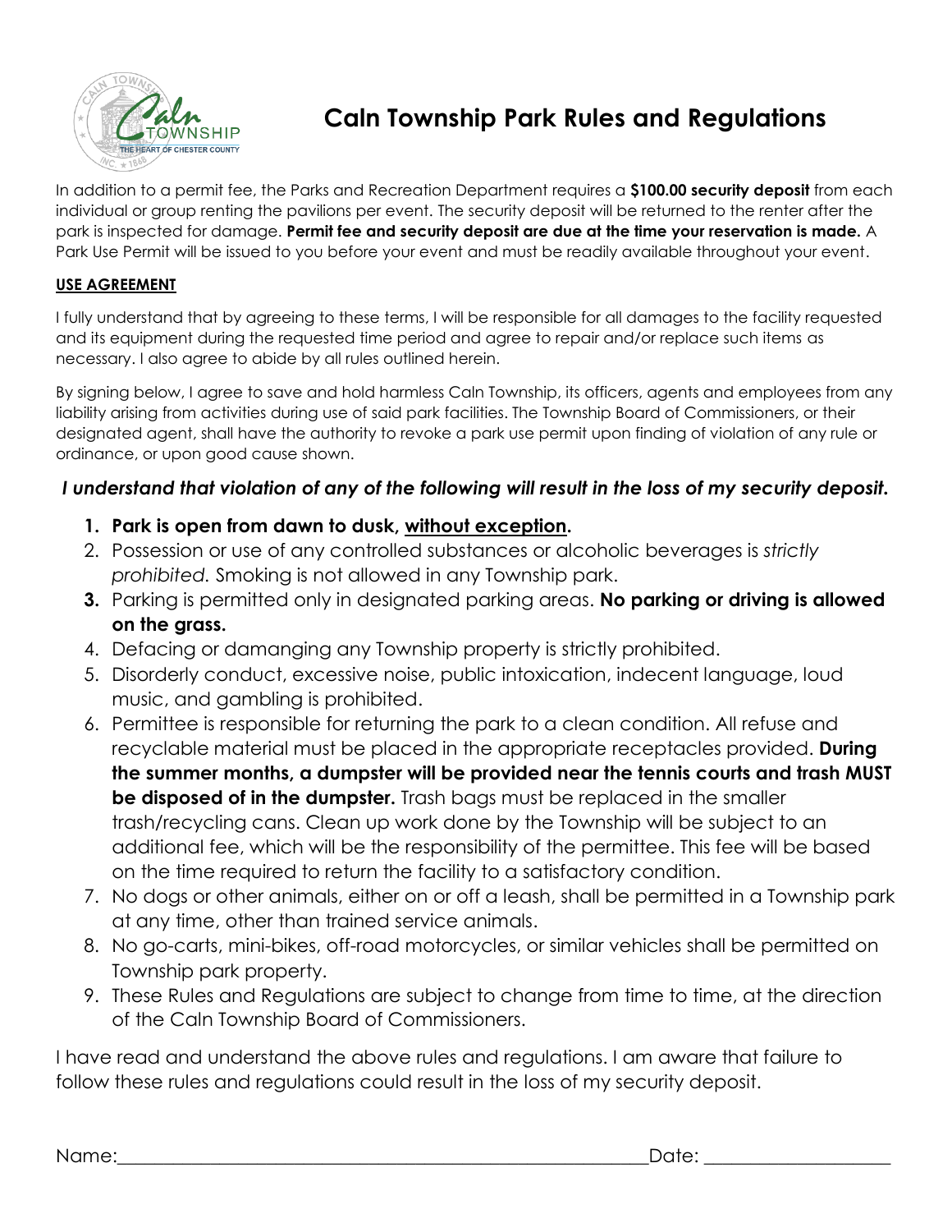# Caln Township Park Rules and Regulations

In addition to a permit fee, the Parks and Recreation Department requires a **$100.00 security deposit** from each individual or group renting the pavilions per event. The security deposit will be returned to the renter after the park is inspected for damage. **Permit fee and security deposit are due at the time your reservation is made.** A Park Use Permit will be issued to you before your event and must be readily available throughout your event.

**USE AGREEMENT**

I fully understand that by agreeing to these terms, I will be responsible for all damages to the facility requested and its equipment during the requested time period and agree to repair and/or replace such items as necessary. I also agree to abide by all rules outlined herein.

By signing below, I agree to save and hold harmless Caln Township, its officers, agents and employees from any liability arising from activities during use of said park facilities. The Township Board of Commissioners, or their designated agent, shall have the authority to revoke a park use permit upon finding of violation of any rule or ordinance, or upon good cause shown.

***I understand that violation of any of the following will result in the loss of my security deposit.***

1. **Park is open from dawn to dusk, without exception.**
2. Possession or use of any controlled substances or alcoholic beverages is *strictly prohibited.* Smoking is not allowed in any Township park.
3. Parking is permitted only in designated parking areas. **No parking or driving is allowed on the grass.**
4. Defacing or damanging any Township property is strictly prohibited.
5. Disorderly conduct, excessive noise, public intoxication, indecent language, loud music, and gambling is prohibited.
6. Permittee is responsible for returning the park to a clean condition. All refuse and recyclable material must be placed in the appropriate receptacles provided. **During the summer months, a dumpster will be provided near the tennis courts and trash MUST be disposed of in the dumpster.** Trash bags must be replaced in the smaller trash/recycling cans. Clean up work done by the Township will be subject to an additional fee, which will be the responsibility of the permittee. This fee will be based on the time required to return the facility to a satisfactory condition.
7. No dogs or other animals, either on or off a leash, shall be permitted in a Township park at any time, other than trained service animals.
8. No go-carts, mini-bikes, off-road motorcycles, or similar vehicles shall be permitted on Township park property.
9. These Rules and Regulations are subject to change from time to time, at the direction of the Caln Township Board of Commissioners.

I have read and understand the above rules and regulations. I am aware that failure to follow these rules and regulations could result in the loss of my security deposit.

Name:____________________________________________________________ Date: ____________________